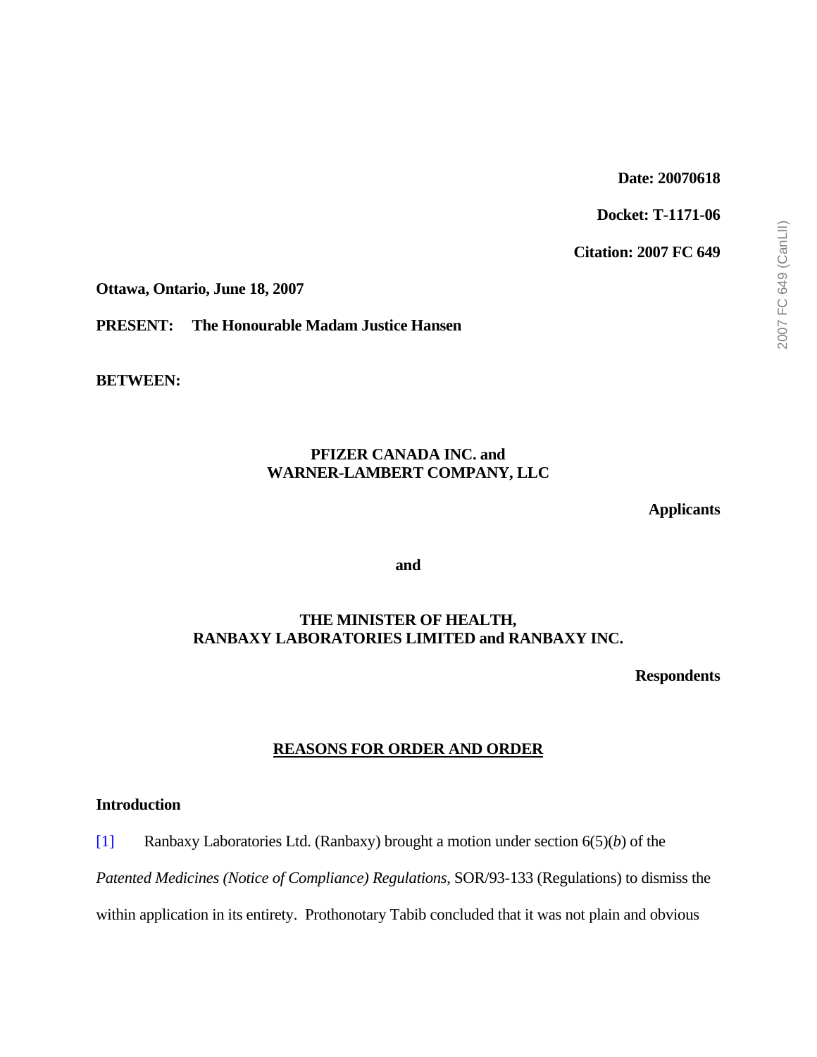**Date: 20070618**

**Docket: T-1171-06**

**Citation: 2007 FC 649**

**Ottawa, Ontario, June 18, 2007**

**PRESENT: The Honourable Madam Justice Hansen**

**BETWEEN:**

**PFIZER CANADA INC. and**
**WARNER-LAMBERT COMPANY, LLC**

**Applicants**

**and**

**THE MINISTER OF HEALTH,**
**RANBAXY LABORATORIES LIMITED and RANBAXY INC.**

**Respondents**

## REASONS FOR ORDER AND ORDER

### Introduction

[1] Ranbaxy Laboratories Ltd. (Ranbaxy) brought a motion under section 6(5)(*b*) of the *Patented Medicines (Notice of Compliance) Regulations*, SOR/93-133 (Regulations) to dismiss the within application in its entirety. Prothonotary Tabib concluded that it was not plain and obvious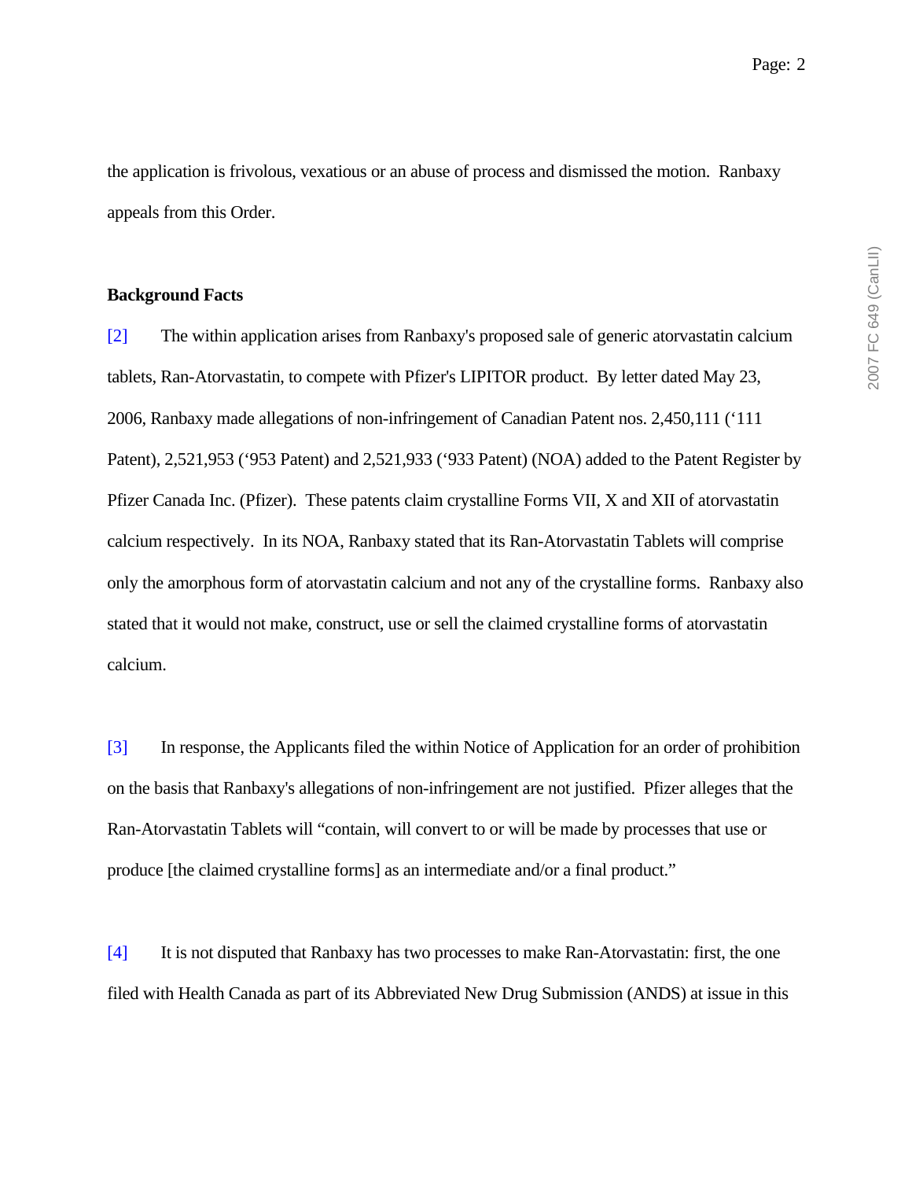the application is frivolous, vexatious or an abuse of process and dismissed the motion. Ranbaxy appeals from this Order.

**Background Facts**

[2] The within application arises from Ranbaxy's proposed sale of generic atorvastatin calcium tablets, Ran-Atorvastatin, to compete with Pfizer's LIPITOR product. By letter dated May 23, 2006, Ranbaxy made allegations of non-infringement of Canadian Patent nos. 2,450,111 (‘111 Patent), 2,521,953 (‘953 Patent) and 2,521,933 (‘933 Patent) (NOA) added to the Patent Register by Pfizer Canada Inc. (Pfizer). These patents claim crystalline Forms VII, X and XII of atorvastatin calcium respectively. In its NOA, Ranbaxy stated that its Ran-Atorvastatin Tablets will comprise only the amorphous form of atorvastatin calcium and not any of the crystalline forms. Ranbaxy also stated that it would not make, construct, use or sell the claimed crystalline forms of atorvastatin calcium.

[3] In response, the Applicants filed the within Notice of Application for an order of prohibition on the basis that Ranbaxy's allegations of non-infringement are not justified. Pfizer alleges that the Ran-Atorvastatin Tablets will “contain, will convert to or will be made by processes that use or produce [the claimed crystalline forms] as an intermediate and/or a final product.”

[4] It is not disputed that Ranbaxy has two processes to make Ran-Atorvastatin: first, the one filed with Health Canada as part of its Abbreviated New Drug Submission (ANDS) at issue in this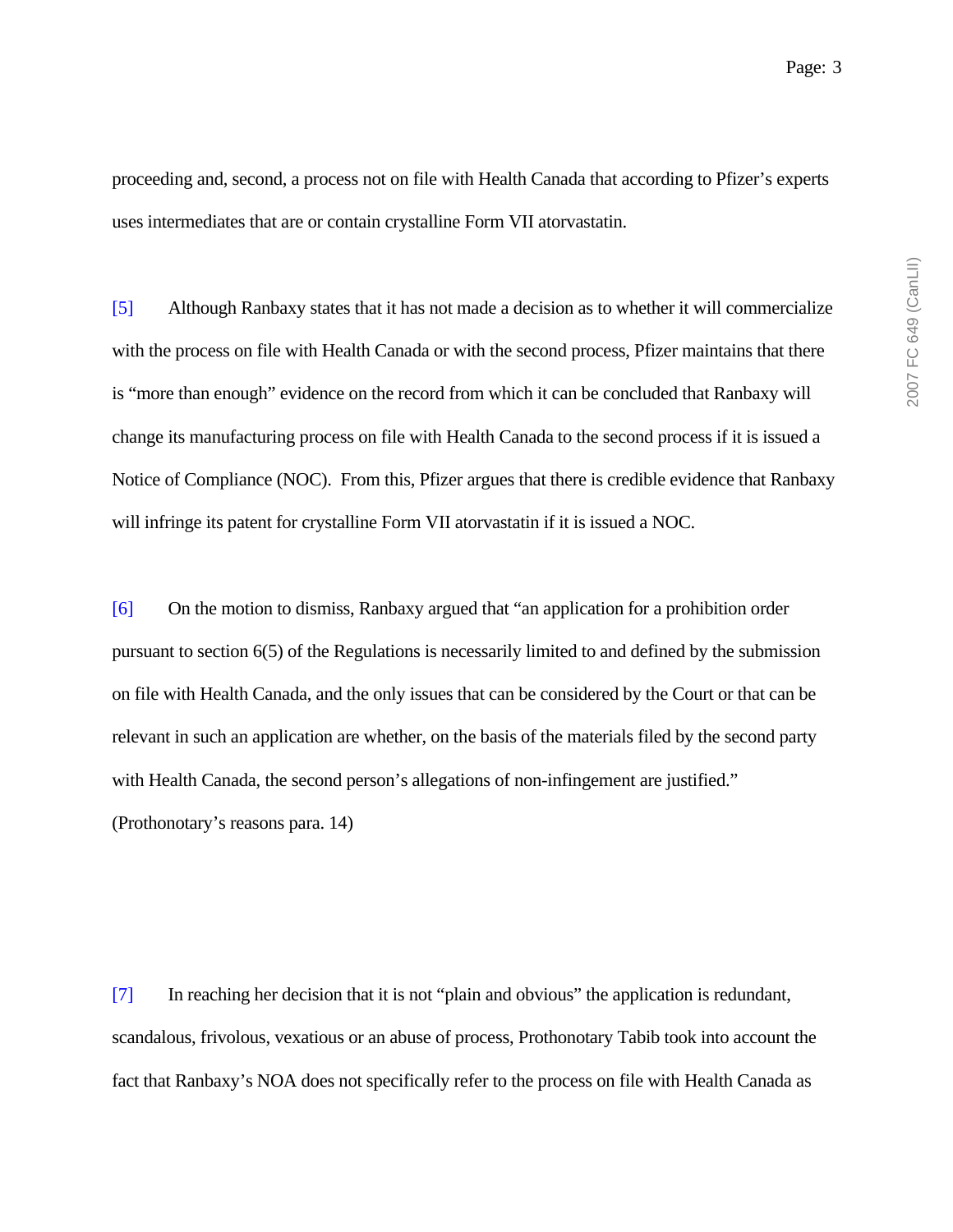proceeding and, second, a process not on file with Health Canada that according to Pfizer's experts uses intermediates that are or contain crystalline Form VII atorvastatin.

[5] Although Ranbaxy states that it has not made a decision as to whether it will commercialize with the process on file with Health Canada or with the second process, Pfizer maintains that there is "more than enough" evidence on the record from which it can be concluded that Ranbaxy will change its manufacturing process on file with Health Canada to the second process if it is issued a Notice of Compliance (NOC). From this, Pfizer argues that there is credible evidence that Ranbaxy will infringe its patent for crystalline Form VII atorvastatin if it is issued a NOC.

[6] On the motion to dismiss, Ranbaxy argued that "an application for a prohibition order pursuant to section 6(5) of the Regulations is necessarily limited to and defined by the submission on file with Health Canada, and the only issues that can be considered by the Court or that can be relevant in such an application are whether, on the basis of the materials filed by the second party with Health Canada, the second person's allegations of non-infringement are justified." (Prothonotary's reasons para. 14)

[7] In reaching her decision that it is not "plain and obvious" the application is redundant, scandalous, frivolous, vexatious or an abuse of process, Prothonotary Tabib took into account the fact that Ranbaxy's NOA does not specifically refer to the process on file with Health Canada as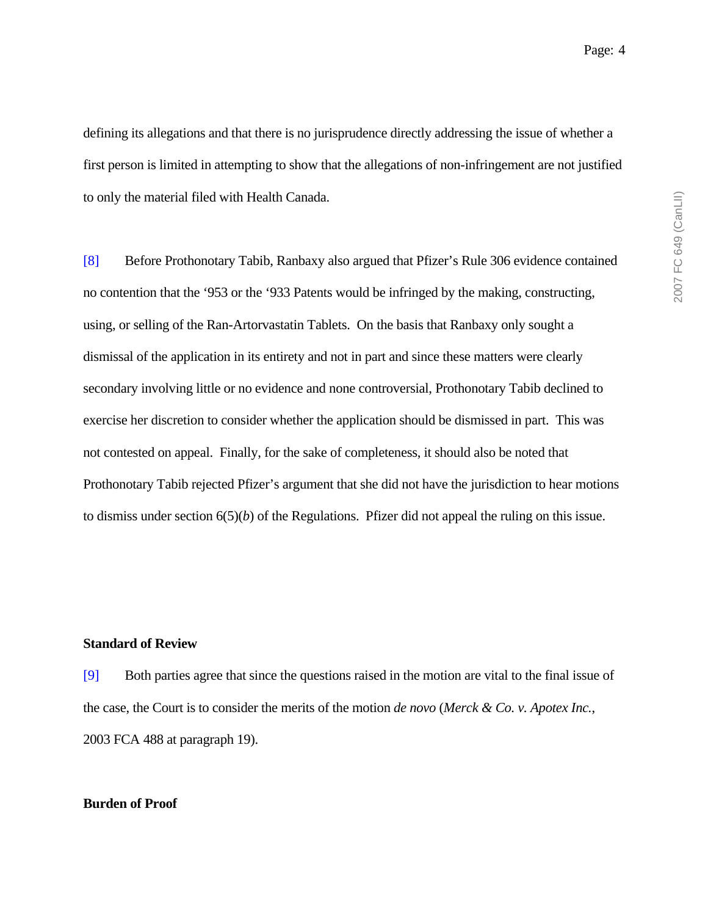defining its allegations and that there is no jurisprudence directly addressing the issue of whether a first person is limited in attempting to show that the allegations of non-infringement are not justified to only the material filed with Health Canada.

[8] Before Prothonotary Tabib, Ranbaxy also argued that Pfizer's Rule 306 evidence contained no contention that the '953 or the '933 Patents would be infringed by the making, constructing, using, or selling of the Ran-Artorvastatin Tablets. On the basis that Ranbaxy only sought a dismissal of the application in its entirety and not in part and since these matters were clearly secondary involving little or no evidence and none controversial, Prothonotary Tabib declined to exercise her discretion to consider whether the application should be dismissed in part. This was not contested on appeal. Finally, for the sake of completeness, it should also be noted that Prothonotary Tabib rejected Pfizer's argument that she did not have the jurisdiction to hear motions to dismiss under section 6(5)(*b*) of the Regulations. Pfizer did not appeal the ruling on this issue.

**Standard of Review**

[9] Both parties agree that since the questions raised in the motion are vital to the final issue of the case, the Court is to consider the merits of the motion *de novo* (*Merck & Co. v. Apotex Inc.*, 2003 FCA 488 at paragraph 19).

**Burden of Proof**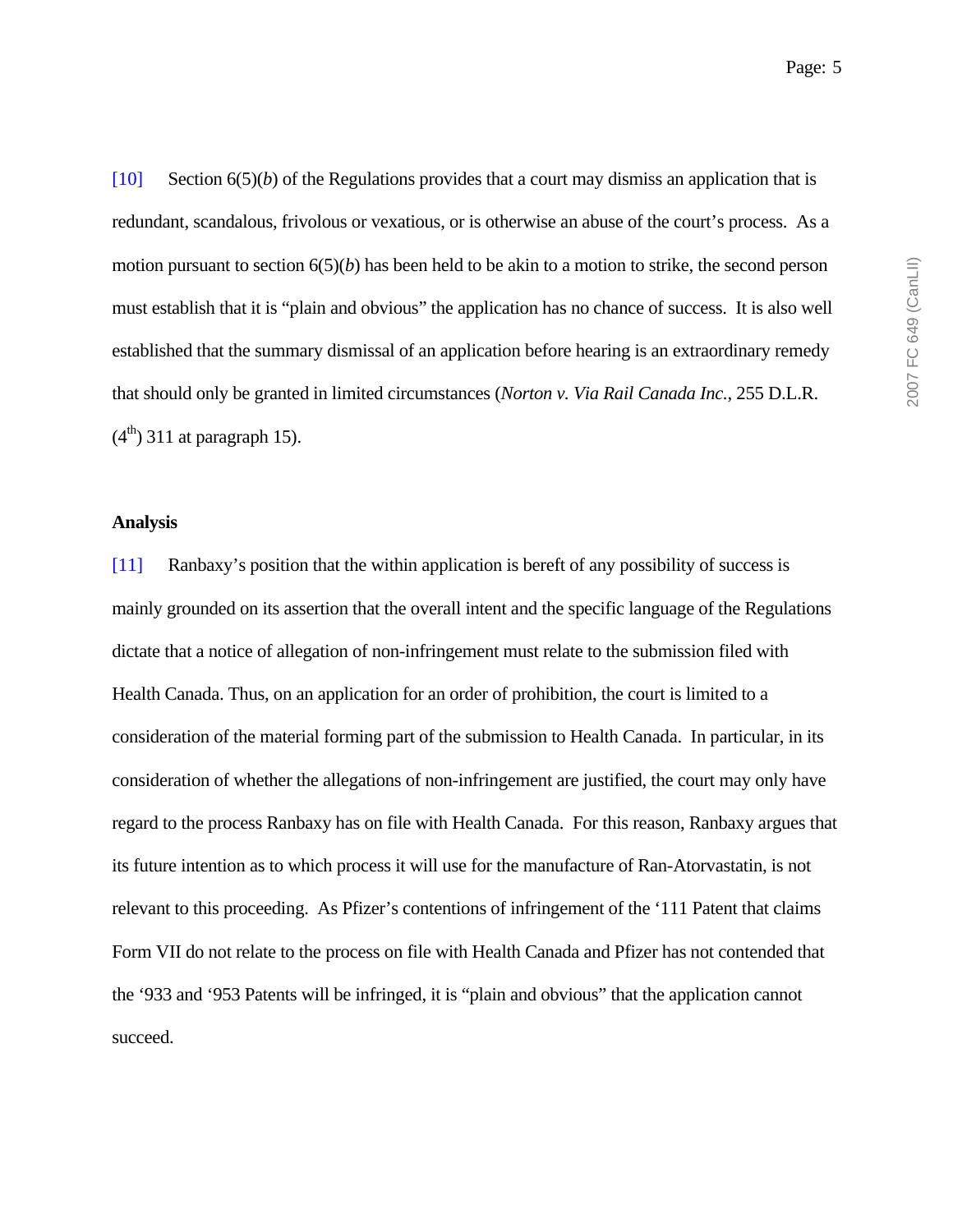[10] Section 6(5)(*b*) of the Regulations provides that a court may dismiss an application that is redundant, scandalous, frivolous or vexatious, or is otherwise an abuse of the court's process. As a motion pursuant to section 6(5)(*b*) has been held to be akin to a motion to strike, the second person must establish that it is "plain and obvious" the application has no chance of success. It is also well established that the summary dismissal of an application before hearing is an extraordinary remedy that should only be granted in limited circumstances (*Norton v. Via Rail Canada Inc.*, 255 D.L.R. (4th) 311 at paragraph 15).

**Analysis**

[11] Ranbaxy's position that the within application is bereft of any possibility of success is mainly grounded on its assertion that the overall intent and the specific language of the Regulations dictate that a notice of allegation of non-infringement must relate to the submission filed with Health Canada. Thus, on an application for an order of prohibition, the court is limited to a consideration of the material forming part of the submission to Health Canada. In particular, in its consideration of whether the allegations of non-infringement are justified, the court may only have regard to the process Ranbaxy has on file with Health Canada. For this reason, Ranbaxy argues that its future intention as to which process it will use for the manufacture of Ran-Atorvastatin, is not relevant to this proceeding. As Pfizer's contentions of infringement of the '111 Patent that claims Form VII do not relate to the process on file with Health Canada and Pfizer has not contended that the '933 and '953 Patents will be infringed, it is "plain and obvious" that the application cannot succeed.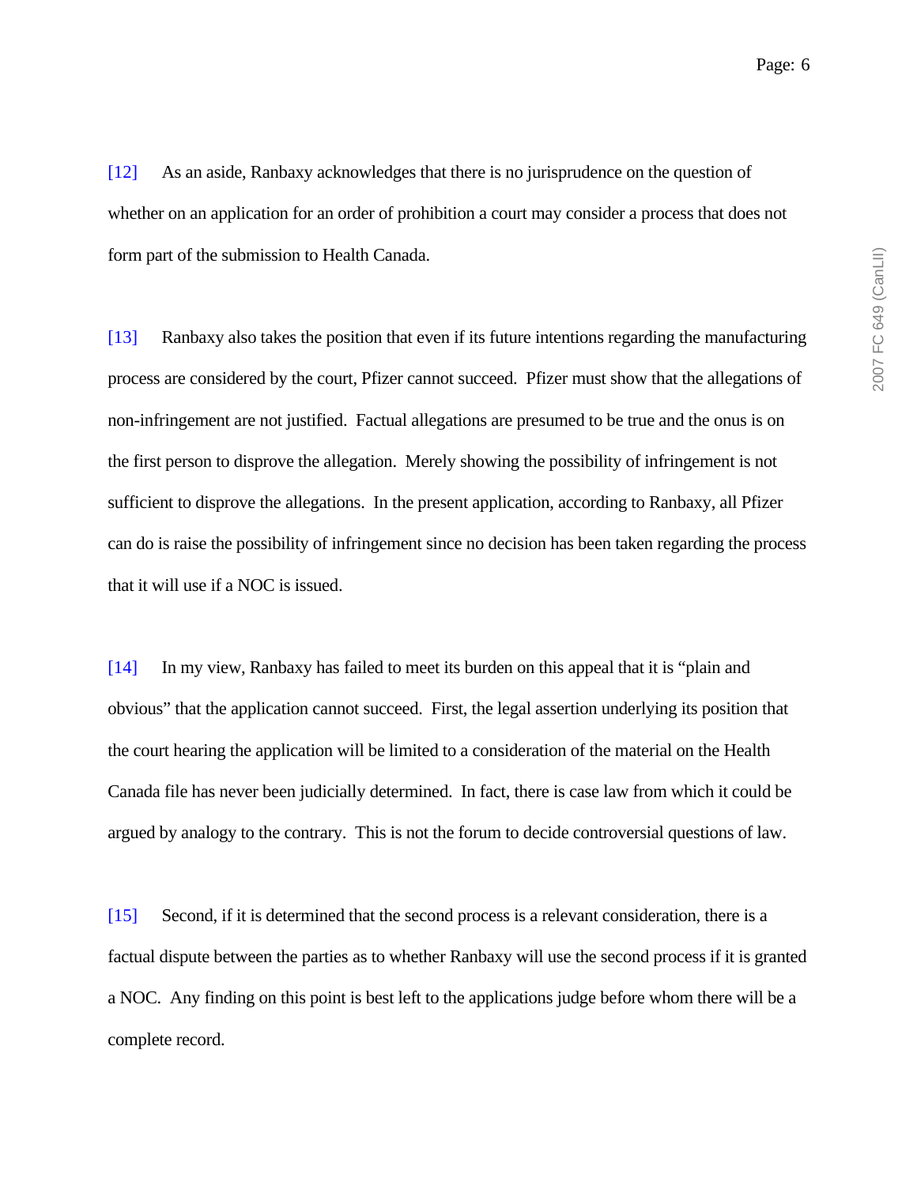[12] As an aside, Ranbaxy acknowledges that there is no jurisprudence on the question of whether on an application for an order of prohibition a court may consider a process that does not form part of the submission to Health Canada.

[13] Ranbaxy also takes the position that even if its future intentions regarding the manufacturing process are considered by the court, Pfizer cannot succeed. Pfizer must show that the allegations of non-infringement are not justified. Factual allegations are presumed to be true and the onus is on the first person to disprove the allegation. Merely showing the possibility of infringement is not sufficient to disprove the allegations. In the present application, according to Ranbaxy, all Pfizer can do is raise the possibility of infringement since no decision has been taken regarding the process that it will use if a NOC is issued.

[14] In my view, Ranbaxy has failed to meet its burden on this appeal that it is "plain and obvious" that the application cannot succeed. First, the legal assertion underlying its position that the court hearing the application will be limited to a consideration of the material on the Health Canada file has never been judicially determined. In fact, there is case law from which it could be argued by analogy to the contrary. This is not the forum to decide controversial questions of law.

[15] Second, if it is determined that the second process is a relevant consideration, there is a factual dispute between the parties as to whether Ranbaxy will use the second process if it is granted a NOC. Any finding on this point is best left to the applications judge before whom there will be a complete record.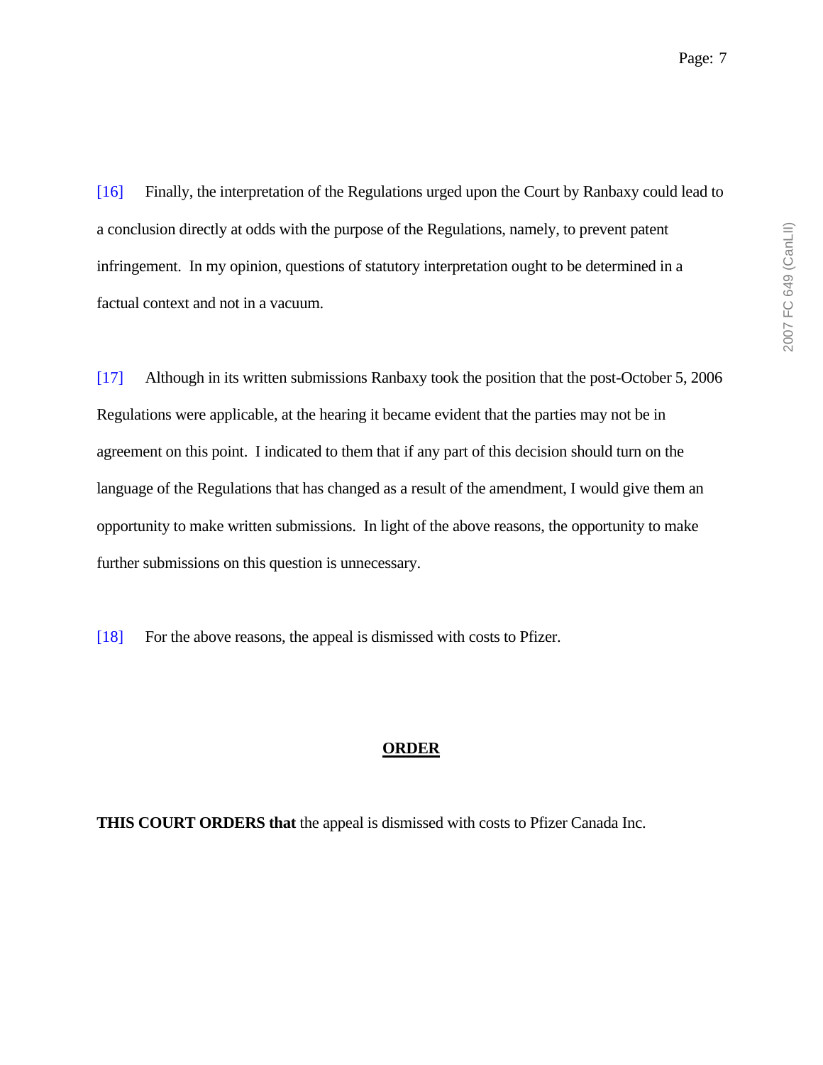[16] Finally, the interpretation of the Regulations urged upon the Court by Ranbaxy could lead to a conclusion directly at odds with the purpose of the Regulations, namely, to prevent patent infringement. In my opinion, questions of statutory interpretation ought to be determined in a factual context and not in a vacuum.

[17] Although in its written submissions Ranbaxy took the position that the post-October 5, 2006 Regulations were applicable, at the hearing it became evident that the parties may not be in agreement on this point. I indicated to them that if any part of this decision should turn on the language of the Regulations that has changed as a result of the amendment, I would give them an opportunity to make written submissions. In light of the above reasons, the opportunity to make further submissions on this question is unnecessary.

[18] For the above reasons, the appeal is dismissed with costs to Pfizer.

## ORDER

**THIS COURT ORDERS that** the appeal is dismissed with costs to Pfizer Canada Inc.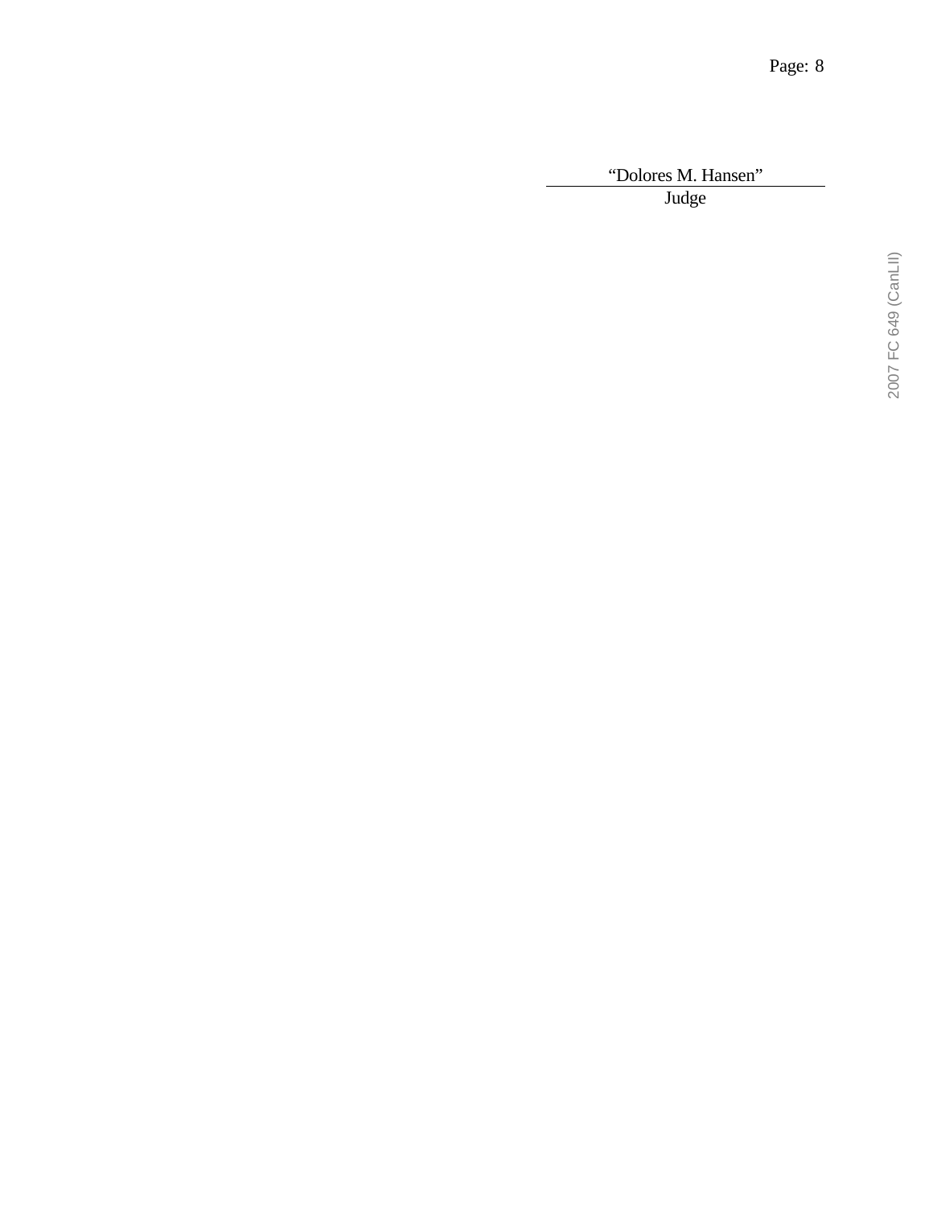“Dolores M. Hansen”

Judge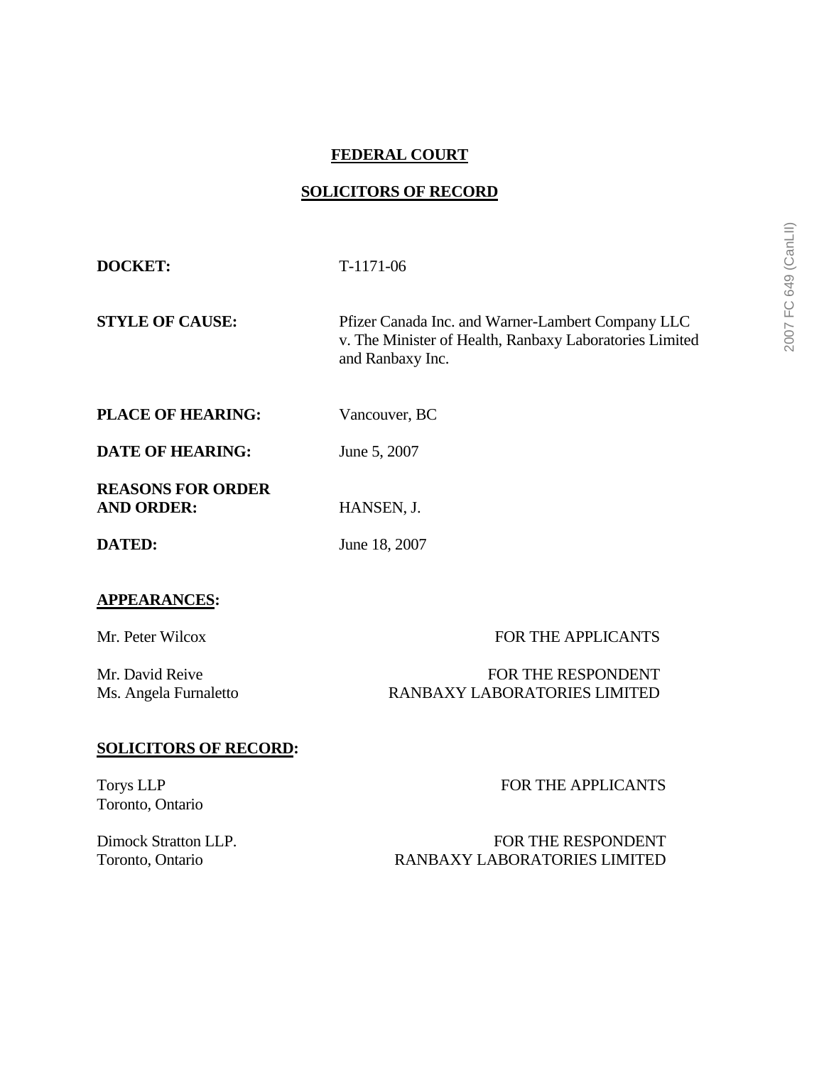# FEDERAL COURT

## SOLICITORS OF RECORD

**DOCKET:** T-1171-06

**STYLE OF CAUSE:** Pfizer Canada Inc. and Warner-Lambert Company LLC v. The Minister of Health, Ranbaxy Laboratories Limited and Ranbaxy Inc.

**PLACE OF HEARING:** Vancouver, BC

**DATE OF HEARING:** June 5, 2007

**REASONS FOR ORDER AND ORDER:** HANSEN, J.

**DATED:** June 18, 2007

**APPEARANCES:**

Mr. Peter Wilcox — FOR THE APPLICANTS

Mr. David Reive
Ms. Angela Furnaletto — FOR THE RESPONDENT RANBAXY LABORATORIES LIMITED

**SOLICITORS OF RECORD:**

Torys LLP
Toronto, Ontario — FOR THE APPLICANTS

Dimock Stratton LLP.
Toronto, Ontario — FOR THE RESPONDENT RANBAXY LABORATORIES LIMITED